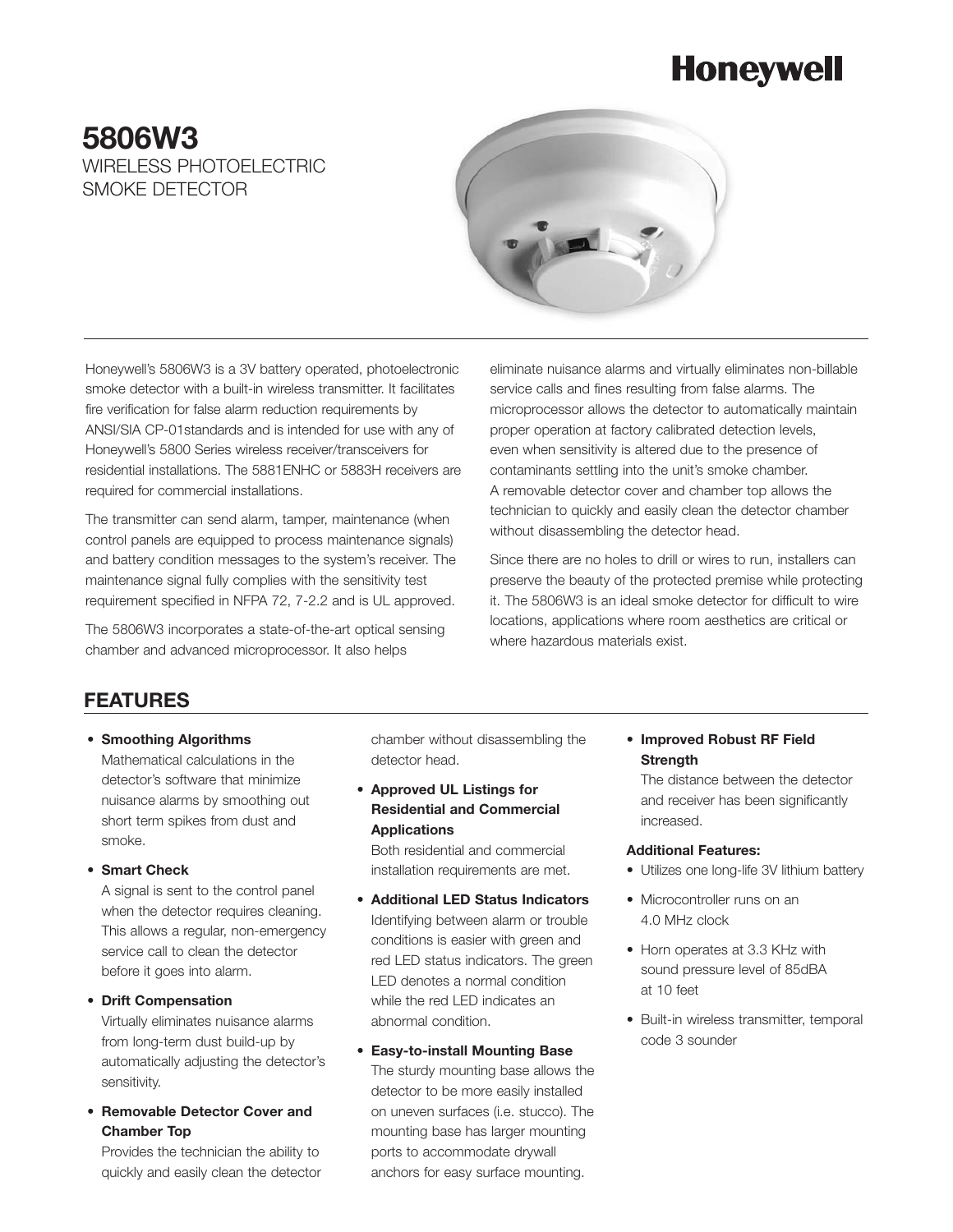Honeywell

# 5806W3

## WIRELESS PHOTOELECTRIC SMOKE DETECTOR

Honeywell's 5806W3 is a 3V battery operated, photoelectronic smoke detector with a built-in wireless transmitter. It facilitates fire verification for false alarm reduction requirements by ANSI/SIA CP-01standards and is intended for use with any of Honeywell's 5800 Series wireless receiver/transceivers for residential installations. The 5881ENHC or 5883H receivers are required for commercial installations.

The transmitter can send alarm, tamper, maintenance (when control panels are equipped to process maintenance signals) and battery condition messages to the system's receiver. The maintenance signal fully complies with the sensitivity test requirement specified in NFPA 72, 7-2.2 and is UL approved.

The 5806W3 incorporates a state-of-the-art optical sensing chamber and advanced microprocessor. It also helps eliminate nuisance alarms and virtually eliminates non-billable service calls and fines resulting from false alarms. The microprocessor allows the detector to automatically maintain proper operation at factory calibrated detection levels, even when sensitivity is altered due to the presence of contaminants settling into the unit's smoke chamber. A removable detector cover and chamber top allows the technician to quickly and easily clean the detector chamber without disassembling the detector head.

Since there are no holes to drill or wires to run, installers can preserve the beauty of the protected premise while protecting it. The 5806W3 is an ideal smoke detector for difficult to wire locations, applications where room aesthetics are critical or where hazardous materials exist.

## FEATURES

- **Smoothing Algorithms**
  Mathematical calculations in the detector's software that minimize nuisance alarms by smoothing out short term spikes from dust and smoke.
- **Smart Check**
  A signal is sent to the control panel when the detector requires cleaning. This allows a regular, non-emergency service call to clean the detector before it goes into alarm.
- **Drift Compensation**
  Virtually eliminates nuisance alarms from long-term dust build-up by automatically adjusting the detector's sensitivity.
- **Removable Detector Cover and Chamber Top**
  Provides the technician the ability to quickly and easily clean the detector chamber without disassembling the detector head.
- **Approved UL Listings for Residential and Commercial Applications**
  Both residential and commercial installation requirements are met.
- **Additional LED Status Indicators**
  Identifying between alarm or trouble conditions is easier with green and red LED status indicators. The green LED denotes a normal condition while the red LED indicates an abnormal condition.
- **Easy-to-install Mounting Base**
  The sturdy mounting base allows the detector to be more easily installed on uneven surfaces (i.e. stucco). The mounting base has larger mounting ports to accommodate drywall anchors for easy surface mounting.
- **Improved Robust RF Field Strength**
  The distance between the detector and receiver has been significantly increased.

**Additional Features:**

- Utilizes one long-life 3V lithium battery
- Microcontroller runs on an 4.0 MHz clock
- Horn operates at 3.3 KHz with sound pressure level of 85dBA at 10 feet
- Built-in wireless transmitter, temporal code 3 sounder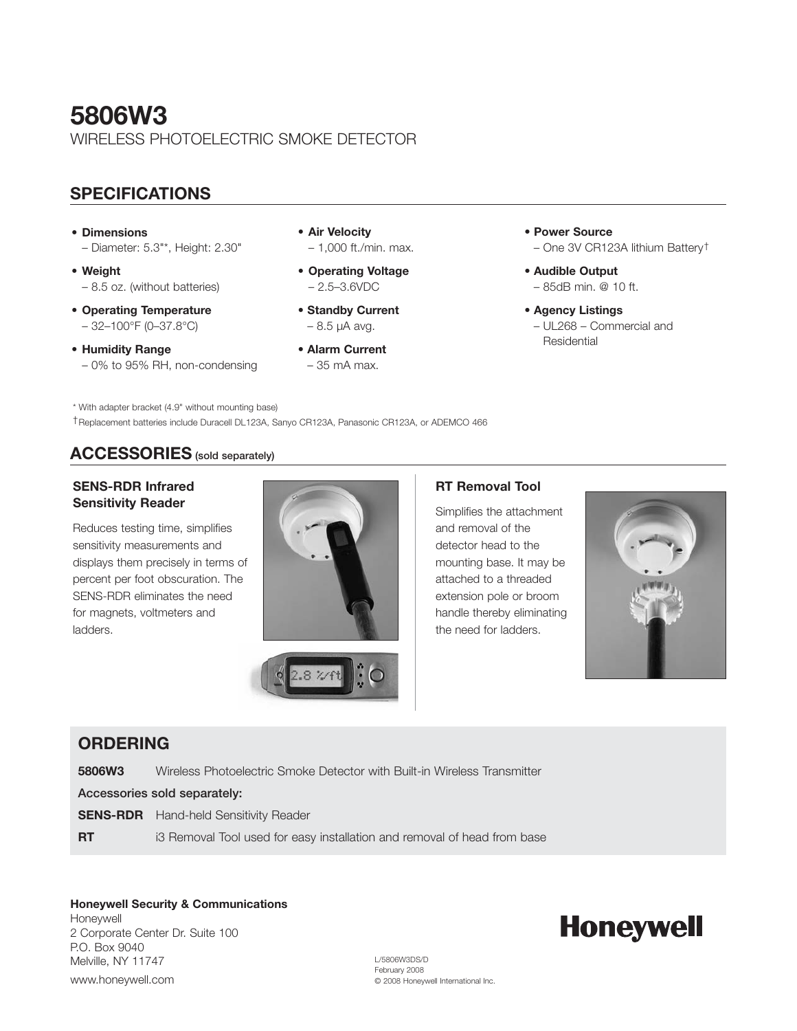# 5806W3

WIRELESS PHOTOELECTRIC SMOKE DETECTOR

## SPECIFICATIONS

- **Dimensions**
  – Diameter: 5.3"*, Height: 2.30"
- **Weight**
  – 8.5 oz. (without batteries)
- **Operating Temperature**
  – 32–100°F (0–37.8°C)
- **Humidity Range**
  – 0% to 95% RH, non-condensing
- **Air Velocity**
  – 1,000 ft./min. max.
- **Operating Voltage**
  – 2.5–3.6VDC
- **Standby Current**
  – 8.5 µA avg.
- **Alarm Current**
  – 35 mA max.
- **Power Source**
  – One 3V CR123A lithium Battery†
- **Audible Output**
  – 85dB min. @ 10 ft.
- **Agency Listings**
  – UL268 – Commercial and Residential

* With adapter bracket (4.9" without mounting base)

† Replacement batteries include Duracell DL123A, Sanyo CR123A, Panasonic CR123A, or ADEMCO 466

## ACCESSORIES (sold separately)

### SENS-RDR Infrared Sensitivity Reader

Reduces testing time, simplifies sensitivity measurements and displays them precisely in terms of percent per foot obscuration. The SENS-RDR eliminates the need for magnets, voltmeters and ladders.

### RT Removal Tool

Simplifies the attachment and removal of the detector head to the mounting base. It may be attached to a threaded extension pole or broom handle thereby eliminating the need for ladders.

## ORDERING

**5806W3** Wireless Photoelectric Smoke Detector with Built-in Wireless Transmitter

**Accessories sold separately:**

**SENS-RDR** Hand-held Sensitivity Reader

**RT** i3 Removal Tool used for easy installation and removal of head from base

**Honeywell Security & Communications**
Honeywell
2 Corporate Center Dr. Suite 100
P.O. Box 9040
Melville, NY 11747
www.honeywell.com

L/5806W3DS/D
February 2008
© 2008 Honeywell International Inc.

Honeywell